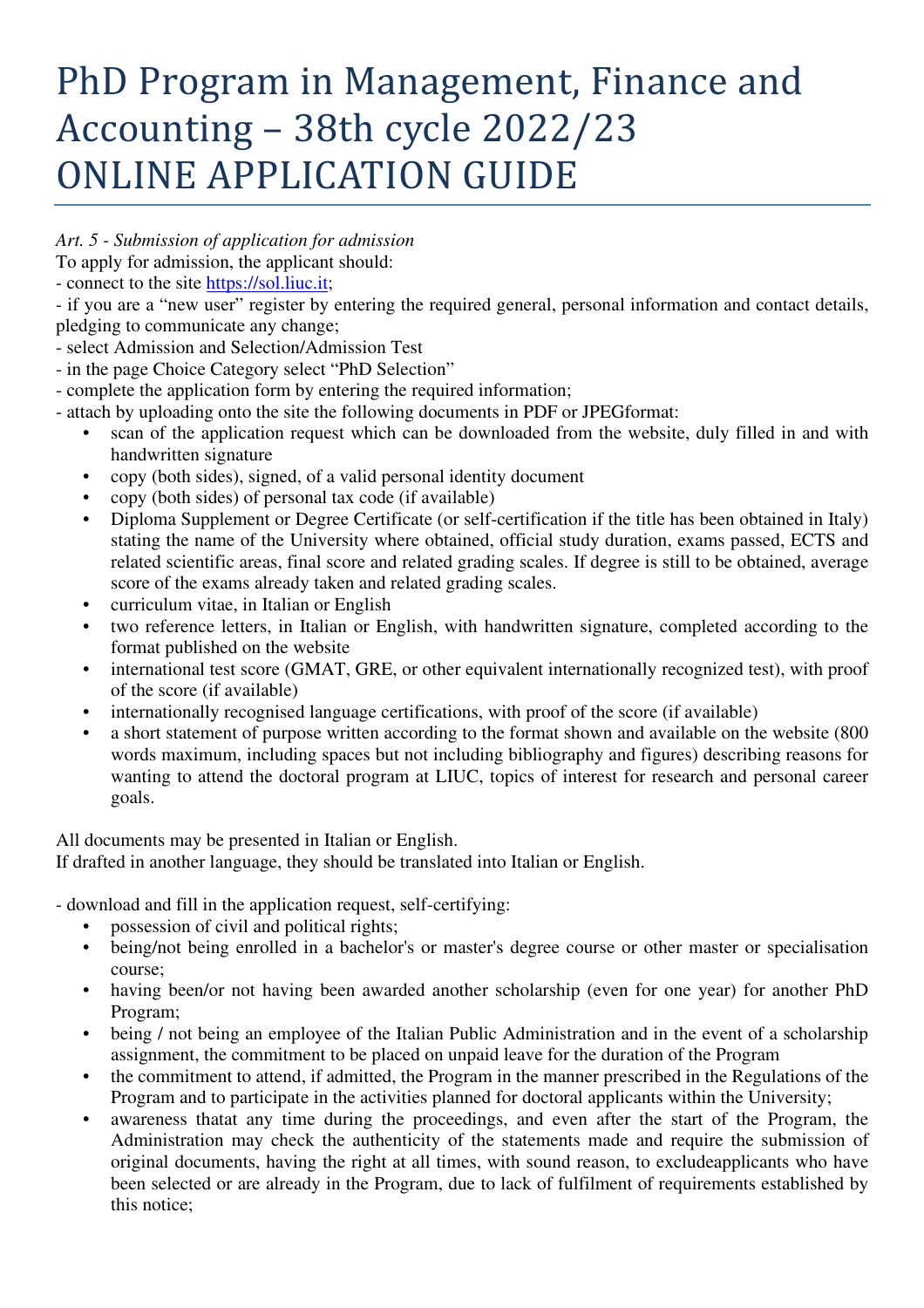# PhD Program in Management, Finance and Accounting – 38th cycle 2022/23 ONLINE APPLICATION GUIDE

*Art. 5 - Submission of application for admission*

To apply for admission, the applicant should:

- connect to the site https://sol.liuc.it;
- if you are a "new user" register by entering the required general, personal information and contact details, pledging to communicate any change;
- select Admission and Selection/Admission Test
- in the page Choice Category select "PhD Selection"
- complete the application form by entering the required information;
- attach by uploading onto the site the following documents in PDF or JPEGformat:
    - scan of the application request which can be downloaded from the website, duly filled in and with handwritten signature
    - copy (both sides), signed, of a valid personal identity document
    - copy (both sides) of personal tax code (if available)
    - Diploma Supplement or Degree Certificate (or self-certification if the title has been obtained in Italy) stating the name of the University where obtained, official study duration, exams passed, ECTS and related scientific areas, final score and related grading scales. If degree is still to be obtained, average score of the exams already taken and related grading scales.
    - curriculum vitae, in Italian or English
    - two reference letters, in Italian or English, with handwritten signature, completed according to the format published on the website
    - international test score (GMAT, GRE, or other equivalent internationally recognized test), with proof of the score (if available)
    - internationally recognised language certifications, with proof of the score (if available)
    - a short statement of purpose written according to the format shown and available on the website (800 words maximum, including spaces but not including bibliography and figures) describing reasons for wanting to attend the doctoral program at LIUC, topics of interest for research and personal career goals.

All documents may be presented in Italian or English.
If drafted in another language, they should be translated into Italian or English.

- download and fill in the application request, self-certifying:
    - possession of civil and political rights;
    - being/not being enrolled in a bachelor's or master's degree course or other master or specialisation course;
    - having been/or not having been awarded another scholarship (even for one year) for another PhD Program;
    - being / not being an employee of the Italian Public Administration and in the event of a scholarship assignment, the commitment to be placed on unpaid leave for the duration of the Program
    - the commitment to attend, if admitted, the Program in the manner prescribed in the Regulations of the Program and to participate in the activities planned for doctoral applicants within the University;
    - awareness thatat any time during the proceedings, and even after the start of the Program, the Administration may check the authenticity of the statements made and require the submission of original documents, having the right at all times, with sound reason, to excludeapplicants who have been selected or are already in the Program, due to lack of fulfilment of requirements established by this notice;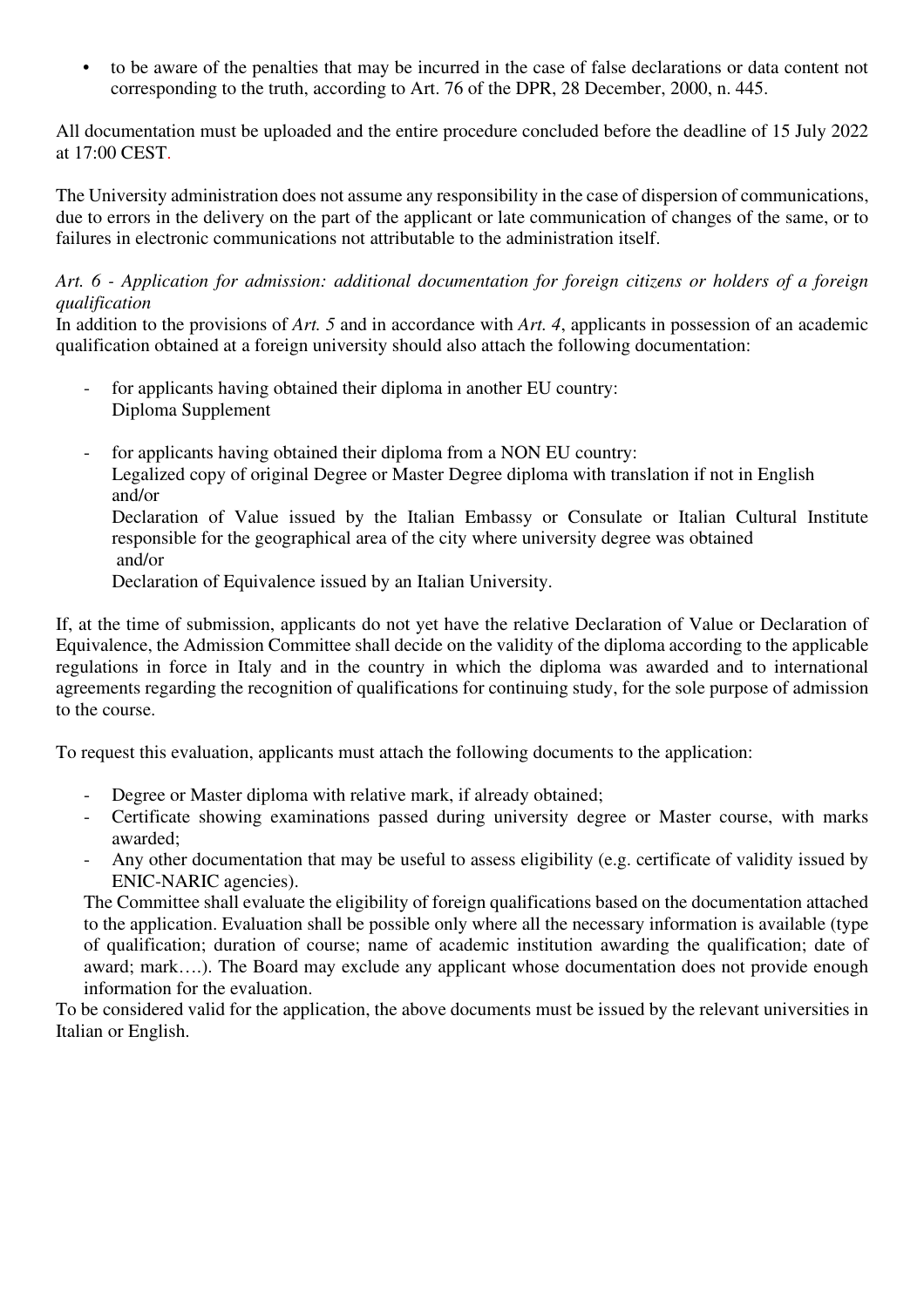- to be aware of the penalties that may be incurred in the case of false declarations or data content not corresponding to the truth, according to Art. 76 of the DPR, 28 December, 2000, n. 445.

All documentation must be uploaded and the entire procedure concluded before the deadline of 15 July 2022 at 17:00 CEST.

The University administration does not assume any responsibility in the case of dispersion of communications, due to errors in the delivery on the part of the applicant or late communication of changes of the same, or to failures in electronic communications not attributable to the administration itself.

*Art. 6 - Application for admission: additional documentation for foreign citizens or holders of a foreign qualification*

In addition to the provisions of *Art. 5* and in accordance with *Art. 4*, applicants in possession of an academic qualification obtained at a foreign university should also attach the following documentation:

- for applicants having obtained their diploma in another EU country:
  Diploma Supplement

- for applicants having obtained their diploma from a NON EU country:
  Legalized copy of original Degree or Master Degree diploma with translation if not in English
  and/or
  Declaration of Value issued by the Italian Embassy or Consulate or Italian Cultural Institute responsible for the geographical area of the city where university degree was obtained
  and/or
  Declaration of Equivalence issued by an Italian University.

If, at the time of submission, applicants do not yet have the relative Declaration of Value or Declaration of Equivalence, the Admission Committee shall decide on the validity of the diploma according to the applicable regulations in force in Italy and in the country in which the diploma was awarded and to international agreements regarding the recognition of qualifications for continuing study, for the sole purpose of admission to the course.

To request this evaluation, applicants must attach the following documents to the application:

- Degree or Master diploma with relative mark, if already obtained;
- Certificate showing examinations passed during university degree or Master course, with marks awarded;
- Any other documentation that may be useful to assess eligibility (e.g. certificate of validity issued by ENIC-NARIC agencies).

The Committee shall evaluate the eligibility of foreign qualifications based on the documentation attached to the application. Evaluation shall be possible only where all the necessary information is available (type of qualification; duration of course; name of academic institution awarding the qualification; date of award; mark….). The Board may exclude any applicant whose documentation does not provide enough information for the evaluation.

To be considered valid for the application, the above documents must be issued by the relevant universities in Italian or English.